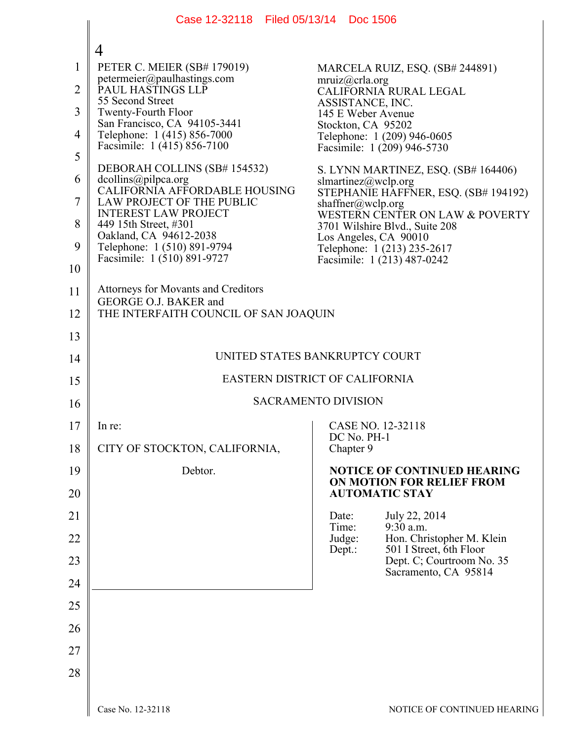4

PETER C. MEIER (SB# 179019)
petermeier@paulhastings.com
PAUL HASTINGS LLP
55 Second Street
Twenty-Fourth Floor
San Francisco, CA 94105-3441
Telephone: 1 (415) 856-7000
Facsimile: 1 (415) 856-7100

DEBORAH COLLINS (SB# 154532)
dcollins@pilpca.org
CALIFORNIA AFFORDABLE HOUSING LAW PROJECT OF THE PUBLIC INTEREST LAW PROJECT
449 15th Street, #301
Oakland, CA 94612-2038
Telephone: 1 (510) 891-9794
Facsimile: 1 (510) 891-9727

MARCELA RUIZ, ESQ. (SB# 244891)
mruiz@crla.org
CALIFORNIA RURAL LEGAL ASSISTANCE, INC.
145 E Weber Avenue
Stockton, CA 95202
Telephone: 1 (209) 946-0605
Facsimile: 1 (209) 946-5730

S. LYNN MARTINEZ, ESQ. (SB# 164406)
slmartinez@wclp.org
STEPHANIE HAFFNER, ESQ. (SB# 194192)
shaffner@wclp.org
WESTERN CENTER ON LAW & POVERTY
3701 Wilshire Blvd., Suite 208
Los Angeles, CA 90010
Telephone: 1 (213) 235-2617
Facsimile: 1 (213) 487-0242

Attorneys for Movants and Creditors
GEORGE O.J. BAKER and
THE INTERFAITH COUNCIL OF SAN JOAQUIN

UNITED STATES BANKRUPTCY COURT

EASTERN DISTRICT OF CALIFORNIA

SACRAMENTO DIVISION

In re:

CITY OF STOCKTON, CALIFORNIA,

Debtor.

CASE NO. 12-32118
DC No. PH-1
Chapter 9

**NOTICE OF CONTINUED HEARING ON MOTION FOR RELIEF FROM AUTOMATIC STAY**

| | |
|---|---|
| Date: | July 22, 2014 |
| Time: | 9:30 a.m. |
| Judge: | Hon. Christopher M. Klein |
| Dept.: | 501 I Street, 6th Floor<br>Dept. C; Courtroom No. 35<br>Sacramento, CA 95814 |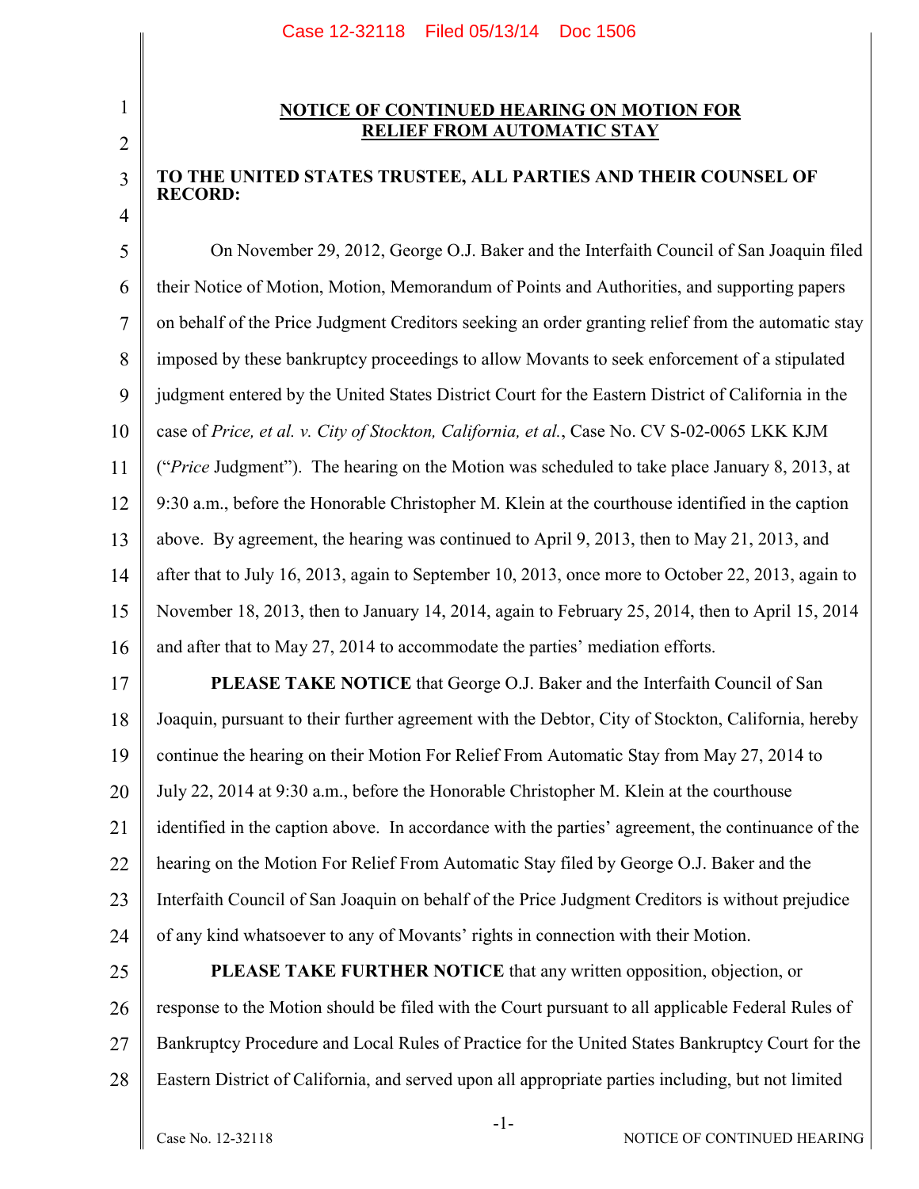## NOTICE OF CONTINUED HEARING ON MOTION FOR RELIEF FROM AUTOMATIC STAY

**TO THE UNITED STATES TRUSTEE, ALL PARTIES AND THEIR COUNSEL OF RECORD:**

On November 29, 2012, George O.J. Baker and the Interfaith Council of San Joaquin filed their Notice of Motion, Motion, Memorandum of Points and Authorities, and supporting papers on behalf of the Price Judgment Creditors seeking an order granting relief from the automatic stay imposed by these bankruptcy proceedings to allow Movants to seek enforcement of a stipulated judgment entered by the United States District Court for the Eastern District of California in the case of *Price, et al. v. City of Stockton, California, et al.*, Case No. CV S-02-0065 LKK KJM ("*Price* Judgment"). The hearing on the Motion was scheduled to take place January 8, 2013, at 9:30 a.m., before the Honorable Christopher M. Klein at the courthouse identified in the caption above. By agreement, the hearing was continued to April 9, 2013, then to May 21, 2013, and after that to July 16, 2013, again to September 10, 2013, once more to October 22, 2013, again to November 18, 2013, then to January 14, 2014, again to February 25, 2014, then to April 15, 2014 and after that to May 27, 2014 to accommodate the parties' mediation efforts.

**PLEASE TAKE NOTICE** that George O.J. Baker and the Interfaith Council of San Joaquin, pursuant to their further agreement with the Debtor, City of Stockton, California, hereby continue the hearing on their Motion For Relief From Automatic Stay from May 27, 2014 to July 22, 2014 at 9:30 a.m., before the Honorable Christopher M. Klein at the courthouse identified in the caption above. In accordance with the parties' agreement, the continuance of the hearing on the Motion For Relief From Automatic Stay filed by George O.J. Baker and the Interfaith Council of San Joaquin on behalf of the Price Judgment Creditors is without prejudice of any kind whatsoever to any of Movants' rights in connection with their Motion.

**PLEASE TAKE FURTHER NOTICE** that any written opposition, objection, or response to the Motion should be filed with the Court pursuant to all applicable Federal Rules of Bankruptcy Procedure and Local Rules of Practice for the United States Bankruptcy Court for the Eastern District of California, and served upon all appropriate parties including, but not limited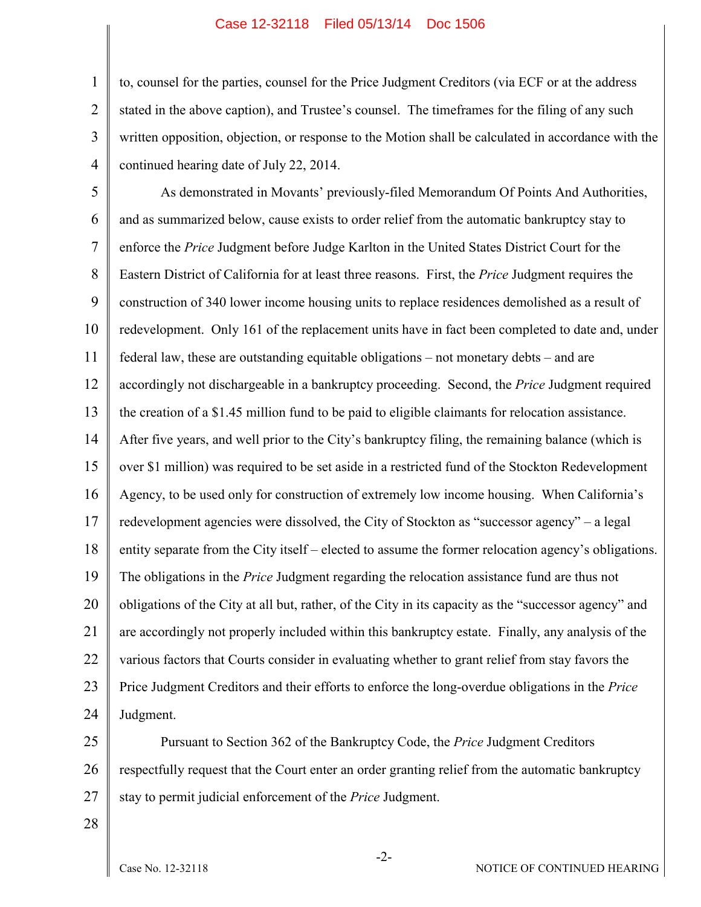to, counsel for the parties, counsel for the Price Judgment Creditors (via ECF or at the address stated in the above caption), and Trustee's counsel. The timeframes for the filing of any such written opposition, objection, or response to the Motion shall be calculated in accordance with the continued hearing date of July 22, 2014.

As demonstrated in Movants' previously-filed Memorandum Of Points And Authorities, and as summarized below, cause exists to order relief from the automatic bankruptcy stay to enforce the *Price* Judgment before Judge Karlton in the United States District Court for the Eastern District of California for at least three reasons. First, the *Price* Judgment requires the construction of 340 lower income housing units to replace residences demolished as a result of redevelopment. Only 161 of the replacement units have in fact been completed to date and, under federal law, these are outstanding equitable obligations – not monetary debts – and are accordingly not dischargeable in a bankruptcy proceeding. Second, the *Price* Judgment required the creation of a $1.45 million fund to be paid to eligible claimants for relocation assistance. After five years, and well prior to the City's bankruptcy filing, the remaining balance (which is over $1 million) was required to be set aside in a restricted fund of the Stockton Redevelopment Agency, to be used only for construction of extremely low income housing. When California's redevelopment agencies were dissolved, the City of Stockton as "successor agency" – a legal entity separate from the City itself – elected to assume the former relocation agency's obligations. The obligations in the *Price* Judgment regarding the relocation assistance fund are thus not obligations of the City at all but, rather, of the City in its capacity as the "successor agency" and are accordingly not properly included within this bankruptcy estate. Finally, any analysis of the various factors that Courts consider in evaluating whether to grant relief from stay favors the Price Judgment Creditors and their efforts to enforce the long-overdue obligations in the *Price* Judgment.

Pursuant to Section 362 of the Bankruptcy Code, the *Price* Judgment Creditors respectfully request that the Court enter an order granting relief from the automatic bankruptcy stay to permit judicial enforcement of the *Price* Judgment.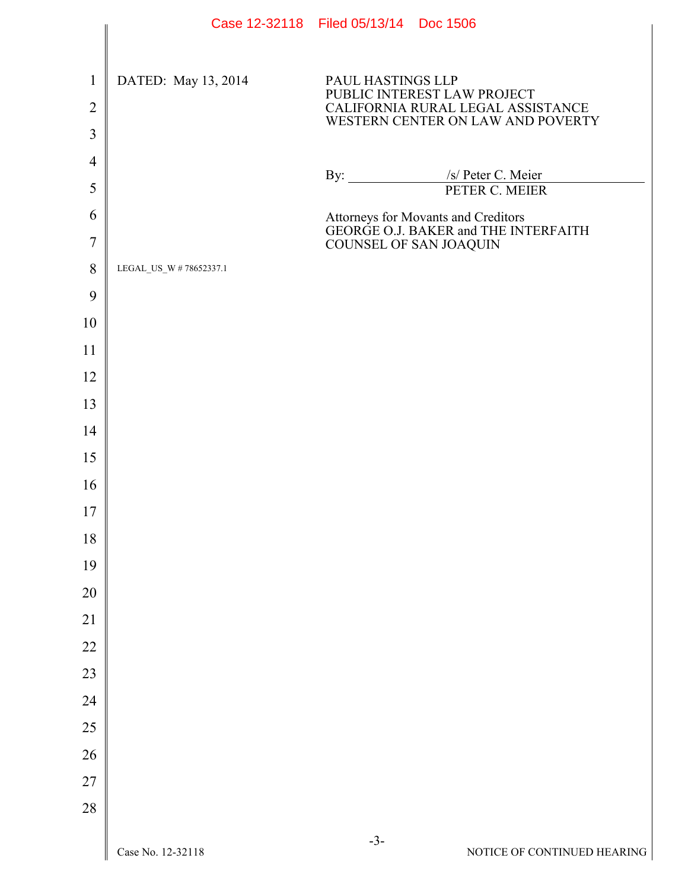DATED: May 13, 2014

PAUL HASTINGS LLP
PUBLIC INTEREST LAW PROJECT
CALIFORNIA RURAL LEGAL ASSISTANCE
WESTERN CENTER ON LAW AND POVERTY

By: /s/ Peter C. Meier
PETER C. MEIER

Attorneys for Movants and Creditors
GEORGE O.J. BAKER and THE INTERFAITH
COUNSEL OF SAN JOAQUIN

LEGAL_US_W # 78652337.1